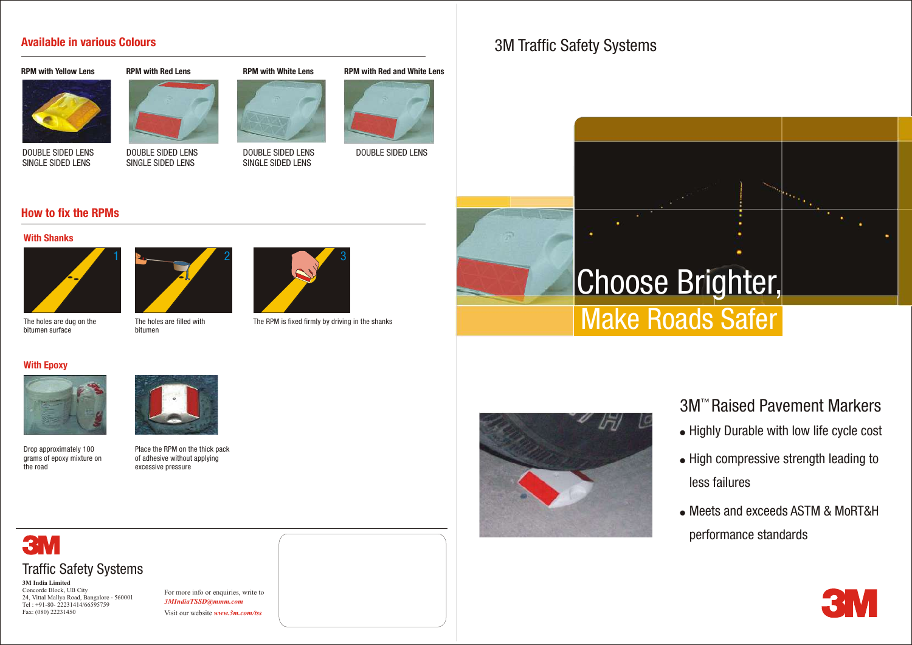## Available in various Colours

**RPM with Yellow Lens**

DOUBLE SIDED LENS
SINGLE SIDED LENS

**RPM with Red Lens**

DOUBLE SIDED LENS
SINGLE SIDED LENS

**RPM with White Lens**

DOUBLE SIDED LENS
SINGLE SIDED LENS

**RPM with Red and White Lens**

DOUBLE SIDED LENS

## How to fix the RPMs

### With Shanks

1. The holes are dug on the bitumen surface
2. The holes are filled with bitumen
3. The RPM is fixed firmly by driving in the shanks

### With Epoxy

Drop approximately 100 grams of epoxy mixture on the road

Place the RPM on the thick pack of adhesive without applying excessive pressure

**3M**

Traffic Safety Systems

**3M India Limited**
Concorde Block, UB City
24, Vittal Mallya Road, Bangalore - 560001
Tel : +91-80- 22231414/66595759
Fax: (080) 22231450

For more info or enquiries, write to *3MIndiaTSSD@mmm.com*

Visit our website *www.3m.com/tss*

# 3M Traffic Safety Systems

## Choose Brighter, Make Roads Safer

## 3M™ Raised Pavement Markers

- Highly Durable with low life cycle cost
- High compressive strength leading to less failures
- Meets and exceeds ASTM & MoRT&H performance standards

**3M**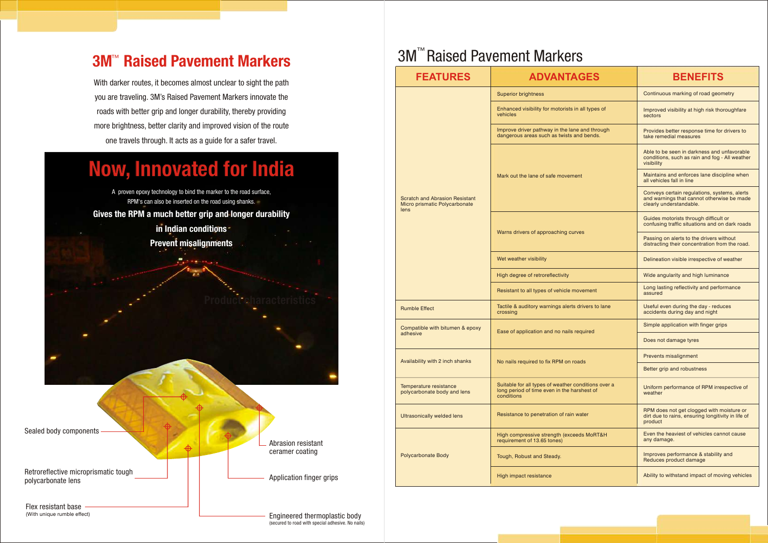## 3M™ Raised Pavement Markers

With darker routes, it becomes almost unclear to sight the path you are traveling. 3M's Raised Pavement Markers innovate the roads with better grip and longer durability, thereby providing more brightness, better clarity and improved vision of the route one travels through. It acts as a guide for a safer travel.

## Now, Innovated for India

A proven epoxy technology to bind the marker to the road surface, RPM's can also be inserted on the road using shanks.

**Gives the RPM a much better grip and longer durability in Indian conditions**

**Prevent misalignments**

Product characteristics

Sealed body components

Retroreflective microprismatic tough polycarbonate lens

Flex resistant base
(With unique rumble effect)

Abrasion resistant ceramer coating

Application finger grips

Engineered thermoplastic body
(secured to road with special adhesive. No nails)

# 3M™ Raised Pavement Markers

| FEATURES | ADVANTAGES | BENEFITS |
|---|---|---|
| Scratch and Abrasion Resistant Micro prismatic Polycarbonate lens | Superior brightness | Continuous marking of road geometry |
| | Enhanced visibility for motorists in all types of vehicles | Improved visibility at high risk thoroughfare sectors |
| | Improve driver pathway in the lane and through dangerous areas such as twists and bends. | Provides better response time for drivers to take remedial measures |
| | Mark out the lane of safe movement | Able to be seen in darkness and unfavorable conditions, such as rain and fog - All weather visibility |
| | | Maintains and enforces lane discipline when all vehicles fall in line |
| | | Conveys certain regulations, systems, alerts and warnings that cannot otherwise be made clearly understandable. |
| | Warns drivers of approaching curves | Guides motorists through difficult or confusing traffic situations and on dark roads |
| | | Passing on alerts to the drivers without distracting their concentration from the road. |
| | Wet weather visibility | Delineation visible irrespective of weather |
| | High degree of retroreflectivity | Wide angularity and high luminance |
| | Resistant to all types of vehicle movement | Long lasting reflectivity and performance assured |
| Rumble Effect | Tactile & auditory warnings alerts drivers to lane crossing | Useful even during the day - reduces accidents during day and night |
| Compatible with bitumen & epoxy adhesive | Ease of application and no nails required | Simple application with finger grips |
| | | Does not damage tyres |
| Availability with 2 inch shanks | No nails required to fix RPM on roads | Prevents misalignment |
| | | Better grip and robustness |
| Temperature resistance polycarbonate body and lens | Suitable for all types of weather conditions over a long period of time even in the harshest of conditions | Uniform performance of RPM irrespective of weather |
| Ultrasonically welded lens | Resistance to penetration of rain water | RPM does not get clogged with moisture or dirt due to rains, ensuring longitivity in life of product |
| Polycarbonate Body | High compressive strength (exceeds MoRT&H requirement of 13.65 tones) | Even the heaviest of vehicles cannot cause any damage. |
| | Tough, Robust and Steady. | Improves performance & stability and Reduces product damage |
| | High impact resistance | Ability to withstand impact of moving vehicles |